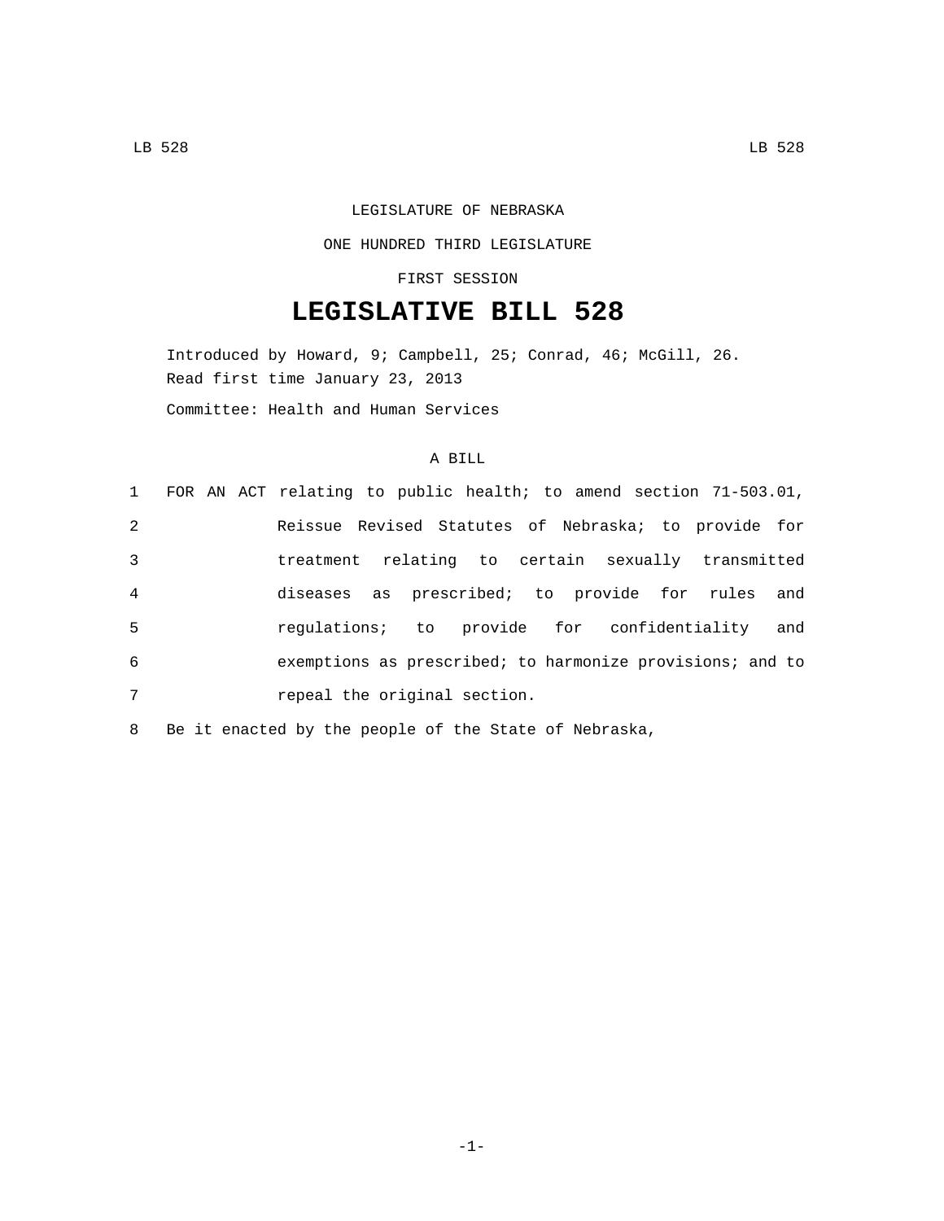LEGISLATURE OF NEBRASKA

ONE HUNDRED THIRD LEGISLATURE

FIRST SESSION

# LEGISLATIVE BILL 528

Introduced by Howard, 9; Campbell, 25; Conrad, 46; McGill, 26.
Read first time January 23, 2013

Committee: Health and Human Services

A BILL

1 FOR AN ACT relating to public health; to amend section 71-503.01,
2 Reissue Revised Statutes of Nebraska; to provide for
3 treatment relating to certain sexually transmitted
4 diseases as prescribed; to provide for rules and
5 regulations; to provide for confidentiality and
6 exemptions as prescribed; to harmonize provisions; and to
7 repeal the original section.

8 Be it enacted by the people of the State of Nebraska,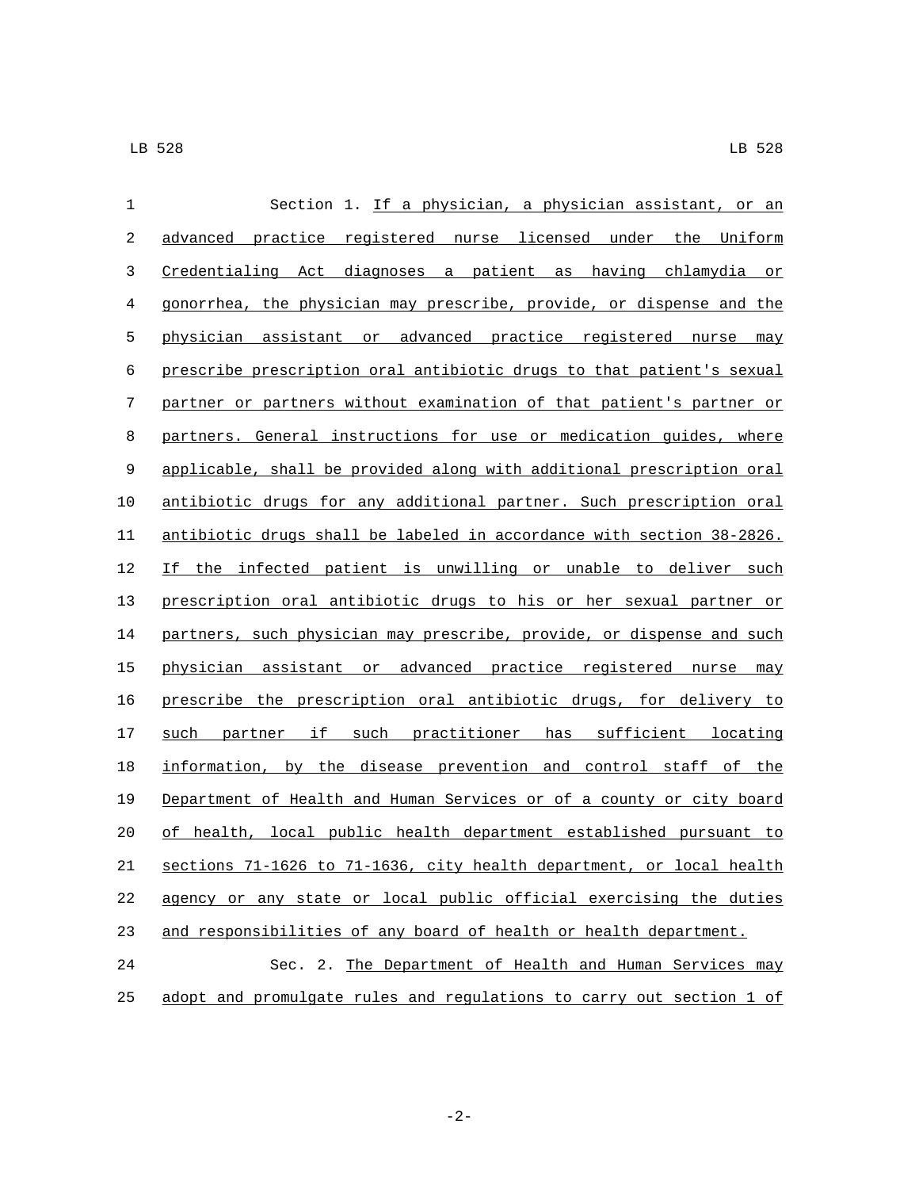Section 1. If a physician, a physician assistant, or an advanced practice registered nurse licensed under the Uniform Credentialing Act diagnoses a patient as having chlamydia or gonorrhea, the physician may prescribe, provide, or dispense and the physician assistant or advanced practice registered nurse may prescribe prescription oral antibiotic drugs to that patient's sexual partner or partners without examination of that patient's partner or partners. General instructions for use or medication guides, where applicable, shall be provided along with additional prescription oral antibiotic drugs for any additional partner. Such prescription oral antibiotic drugs shall be labeled in accordance with section 38-2826. If the infected patient is unwilling or unable to deliver such prescription oral antibiotic drugs to his or her sexual partner or partners, such physician may prescribe, provide, or dispense and such physician assistant or advanced practice registered nurse may prescribe the prescription oral antibiotic drugs, for delivery to such partner if such practitioner has sufficient locating information, by the disease prevention and control staff of the Department of Health and Human Services or of a county or city board of health, local public health department established pursuant to sections 71-1626 to 71-1636, city health department, or local health agency or any state or local public official exercising the duties and responsibilities of any board of health or health department.

Sec. 2. The Department of Health and Human Services may adopt and promulgate rules and regulations to carry out section 1 of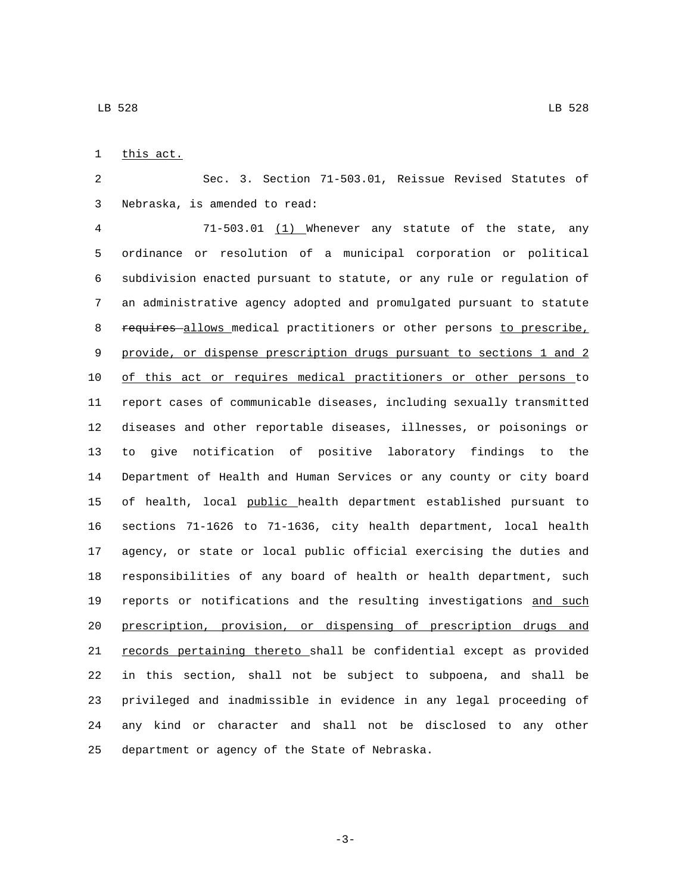this act.

Sec. 3. Section 71-503.01, Reissue Revised Statutes of Nebraska, is amended to read:

71-503.01 (1) Whenever any statute of the state, any ordinance or resolution of a municipal corporation or political subdivision enacted pursuant to statute, or any rule or regulation of an administrative agency adopted and promulgated pursuant to statute ~~requires~~ allows medical practitioners or other persons to prescribe, provide, or dispense prescription drugs pursuant to sections 1 and 2 of this act or requires medical practitioners or other persons to report cases of communicable diseases, including sexually transmitted diseases and other reportable diseases, illnesses, or poisonings or to give notification of positive laboratory findings to the Department of Health and Human Services or any county or city board of health, local public health department established pursuant to sections 71-1626 to 71-1636, city health department, local health agency, or state or local public official exercising the duties and responsibilities of any board of health or health department, such reports or notifications and the resulting investigations and such prescription, provision, or dispensing of prescription drugs and records pertaining thereto shall be confidential except as provided in this section, shall not be subject to subpoena, and shall be privileged and inadmissible in evidence in any legal proceeding of any kind or character and shall not be disclosed to any other department or agency of the State of Nebraska.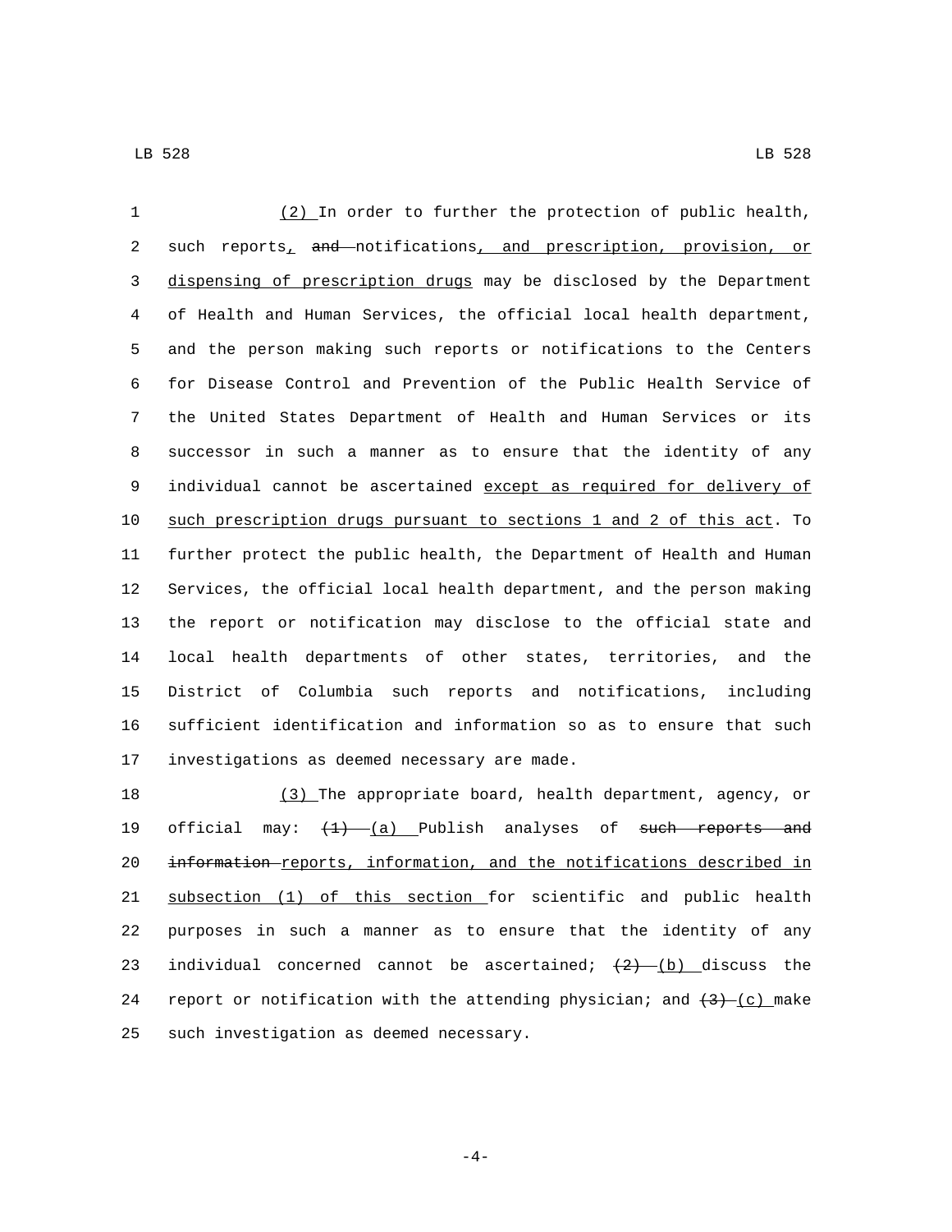(2) In order to further the protection of public health, such reports, and notifications, and prescription, provision, or dispensing of prescription drugs may be disclosed by the Department of Health and Human Services, the official local health department, and the person making such reports or notifications to the Centers for Disease Control and Prevention of the Public Health Service of the United States Department of Health and Human Services or its successor in such a manner as to ensure that the identity of any individual cannot be ascertained except as required for delivery of such prescription drugs pursuant to sections 1 and 2 of this act. To further protect the public health, the Department of Health and Human Services, the official local health department, and the person making the report or notification may disclose to the official state and local health departments of other states, territories, and the District of Columbia such reports and notifications, including sufficient identification and information so as to ensure that such investigations as deemed necessary are made.

(3) The appropriate board, health department, agency, or official may: (1) (a) Publish analyses of such reports and information reports, information, and the notifications described in subsection (1) of this section for scientific and public health purposes in such a manner as to ensure that the identity of any individual concerned cannot be ascertained; (2) (b) discuss the report or notification with the attending physician; and (3) (c) make such investigation as deemed necessary.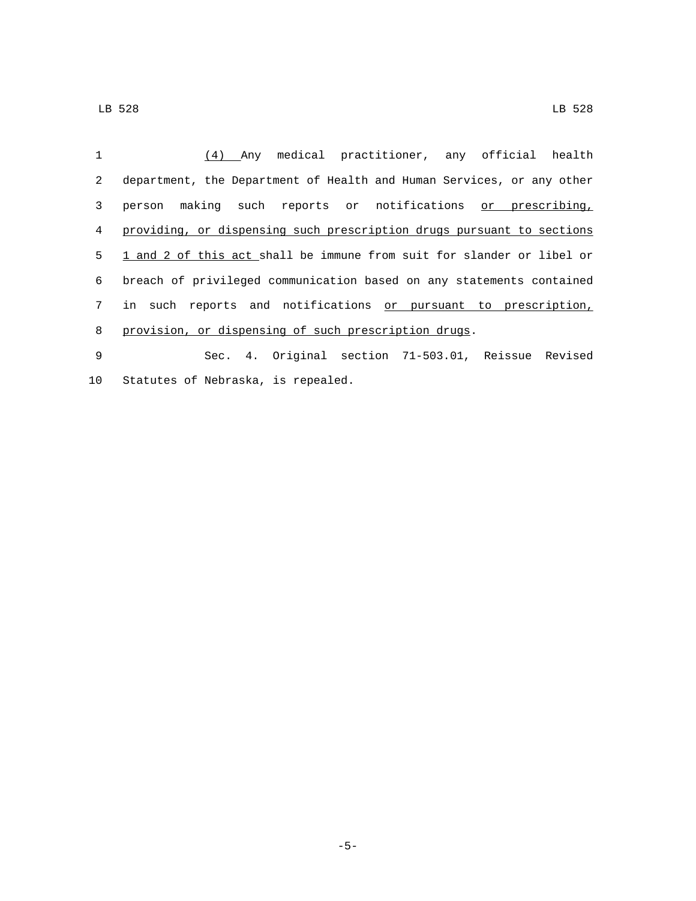(4) Any medical practitioner, any official health department, the Department of Health and Human Services, or any other person making such reports or notifications or prescribing, providing, or dispensing such prescription drugs pursuant to sections 1 and 2 of this act shall be immune from suit for slander or libel or breach of privileged communication based on any statements contained in such reports and notifications or pursuant to prescription, provision, or dispensing of such prescription drugs.

Sec. 4. Original section 71-503.01, Reissue Revised Statutes of Nebraska, is repealed.